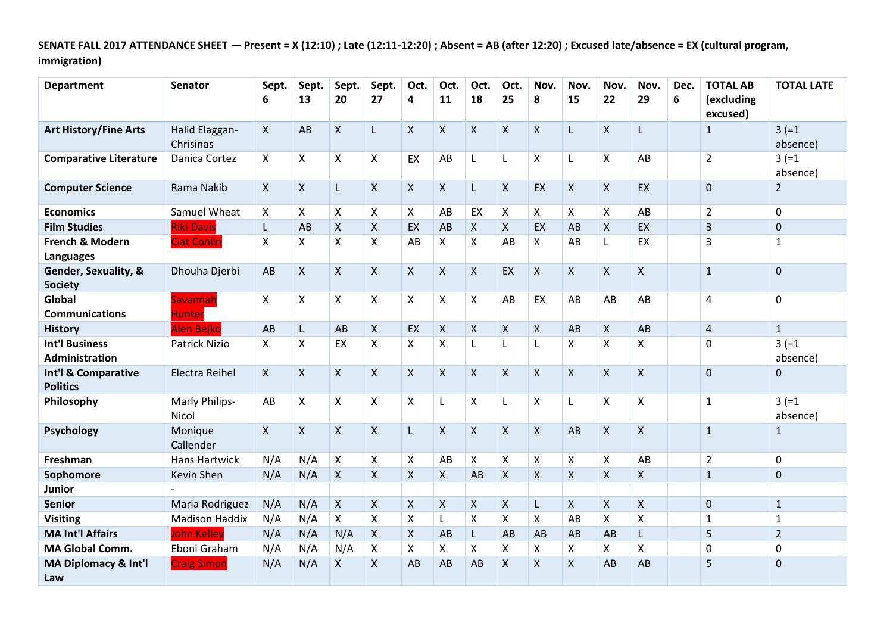**SENATE FALL 2017 ATTENDANCE SHEET — Present = X (12:10) ; Late (12:11-12:20) ; Absent = AB (after 12:20) ; Excused late/absence = EX (cultural program, immigration)**

| Department | Senator | Sept. 6 | Sept. 13 | Sept. 20 | Sept. 27 | Oct. 4 | Oct. 11 | Oct. 18 | Oct. 25 | Nov. 8 | Nov. 15 | Nov. 22 | Nov. 29 | Dec. 6 | TOTAL AB (excluding excused) | TOTAL LATE |
|---|---|---|---|---|---|---|---|---|---|---|---|---|---|---|---|---|
| **Art History/Fine Arts** | Halid Elaggan-Chrisinas | X | AB | X | L | X | X | X | X | X | L | X | L | | 1 | 3 (=1 absence) |
| **Comparative Literature** | Danica Cortez | X | X | X | X | EX | AB | L | L | X | L | X | AB | | 2 | 3 (=1 absence) |
| **Computer Science** | Rama Nakib | X | X | L | X | X | X | L | X | EX | X | X | EX | | 0 | 2 |
| **Economics** | Samuel Wheat | X | X | X | X | X | AB | EX | X | X | X | X | AB | | 2 | 0 |
| **Film Studies** | Riki Davis | L | AB | X | X | EX | AB | X | X | EX | AB | X | EX | | 3 | 0 |
| **French & Modern Languages** | Ciat Conlin | X | X | X | X | AB | X | X | AB | X | AB | L | EX | | 3 | 1 |
| **Gender, Sexuality, & Society** | Dhouha Djerbi | AB | X | X | X | X | X | X | EX | X | X | X | X | | 1 | 0 |
| **Global Communications** | Savannah Hunter | X | X | X | X | X | X | X | AB | EX | AB | AB | AB | | 4 | 0 |
| **History** | Alen Bejko | AB | L | AB | X | EX | X | X | X | X | AB | X | AB | | 4 | 1 |
| **Int'l Business Administration** | Patrick Nizio | X | X | EX | X | X | X | L | L | L | X | X | X | | 0 | 3 (=1 absence) |
| **Int'l & Comparative Politics** | Electra Reihel | X | X | X | X | X | X | X | X | X | X | X | X | | 0 | 0 |
| **Philosophy** | Marly Philips-Nicol | AB | X | X | X | X | L | X | L | X | L | X | X | | 1 | 3 (=1 absence) |
| **Psychology** | Monique Callender | X | X | X | X | L | X | X | X | X | AB | X | X | | 1 | 1 |
| **Freshman** | Hans Hartwick | N/A | N/A | X | X | X | AB | X | X | X | X | X | AB | | 2 | 0 |
| **Sophomore** | Kevin Shen | N/A | N/A | X | X | X | X | AB | X | X | X | X | X | | 1 | 0 |
| **Junior** | - | | | | | | | | | | | | | | | |
| **Senior** | Maria Rodriguez | N/A | N/A | X | X | X | X | X | X | L | X | X | X | | 0 | 1 |
| **Visiting** | Madison Haddix | N/A | N/A | X | X | X | L | X | X | X | AB | X | X | | 1 | 1 |
| **MA Int'l Affairs** | John Kelley | N/A | N/A | N/A | X | X | AB | L | AB | AB | AB | AB | L | | 5 | 2 |
| **MA Global Comm.** | Eboni Graham | N/A | N/A | N/A | X | X | X | X | X | X | X | X | X | | 0 | 0 |
| **MA Diplomacy & Int'l Law** | Craig Simon | N/A | N/A | X | X | AB | AB | AB | X | X | X | AB | AB | | 5 | 0 |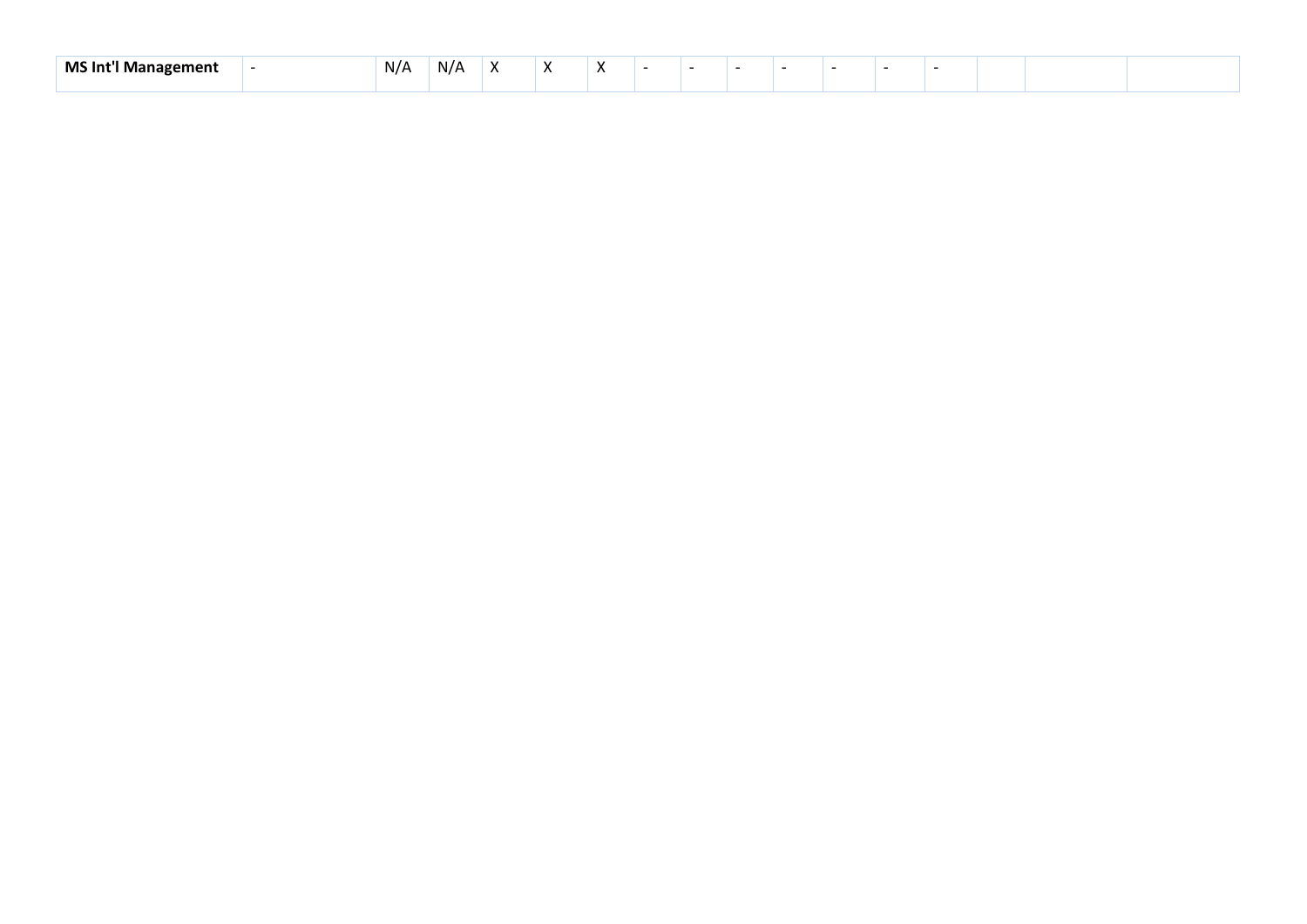| MS Int'l Management | - | N/A | N/A | X | X | X | - | - | - | - | - | - | - | | | |
|---|---|---|---|---|---|---|---|---|---|---|---|---|---|---|---|---|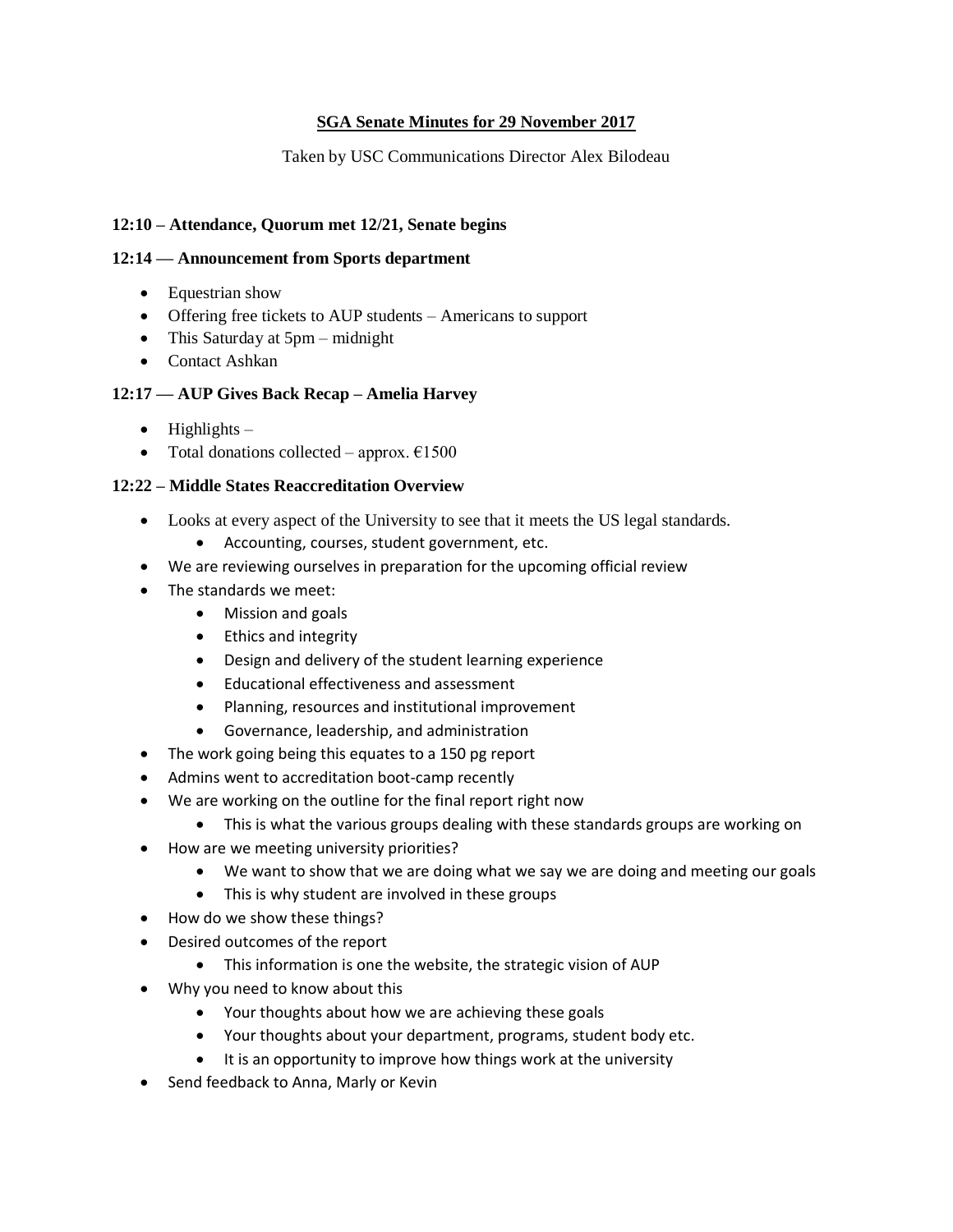**SGA Senate Minutes for 29 November 2017**

Taken by USC Communications Director Alex Bilodeau

**12:10 – Attendance, Quorum met 12/21, Senate begins**

**12:14 — Announcement from Sports department**

- Equestrian show
- Offering free tickets to AUP students – Americans to support
- This Saturday at 5pm – midnight
- Contact Ashkan

**12:17 — AUP Gives Back Recap – Amelia Harvey**

- Highlights –
- Total donations collected – approx. €1500

**12:22 – Middle States Reaccreditation Overview**

- Looks at every aspect of the University to see that it meets the US legal standards.
    - Accounting, courses, student government, etc.
- We are reviewing ourselves in preparation for the upcoming official review
- The standards we meet:
    - Mission and goals
    - Ethics and integrity
    - Design and delivery of the student learning experience
    - Educational effectiveness and assessment
    - Planning, resources and institutional improvement
    - Governance, leadership, and administration
- The work going being this equates to a 150 pg report
- Admins went to accreditation boot-camp recently
- We are working on the outline for the final report right now
    - This is what the various groups dealing with these standards groups are working on
- How are we meeting university priorities?
    - We want to show that we are doing what we say we are doing and meeting our goals
    - This is why student are involved in these groups
- How do we show these things?
- Desired outcomes of the report
    - This information is one the website, the strategic vision of AUP
- Why you need to know about this
    - Your thoughts about how we are achieving these goals
    - Your thoughts about your department, programs, student body etc.
    - It is an opportunity to improve how things work at the university
- Send feedback to Anna, Marly or Kevin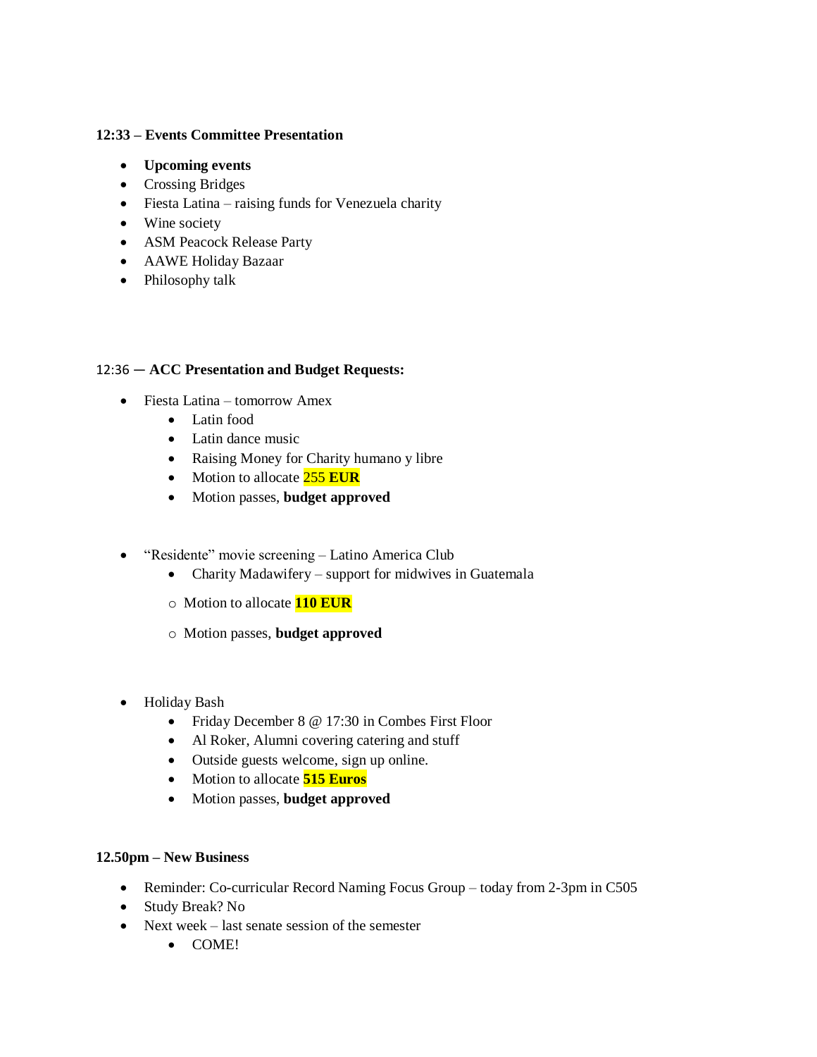**12:33 – Events Committee Presentation**

- **Upcoming events**
- Crossing Bridges
- Fiesta Latina – raising funds for Venezuela charity
- Wine society
- ASM Peacock Release Party
- AAWE Holiday Bazaar
- Philosophy talk

12:36 – **ACC Presentation and Budget Requests:**

- Fiesta Latina – tomorrow Amex
  - Latin food
  - Latin dance music
  - Raising Money for Charity humano y libre
  - Motion to allocate 255 **EUR**
  - Motion passes, **budget approved**

- "Residente" movie screening – Latino America Club
  - Charity Madawifery – support for midwives in Guatemala
  - Motion to allocate **110 EUR**
  - Motion passes, **budget approved**

- Holiday Bash
  - Friday December 8 @ 17:30 in Combes First Floor
  - Al Roker, Alumni covering catering and stuff
  - Outside guests welcome, sign up online.
  - Motion to allocate **515 Euros**
  - Motion passes, **budget approved**

**12.50pm – New Business**

- Reminder: Co-curricular Record Naming Focus Group – today from 2-3pm in C505
- Study Break? No
- Next week – last senate session of the semester
  - COME!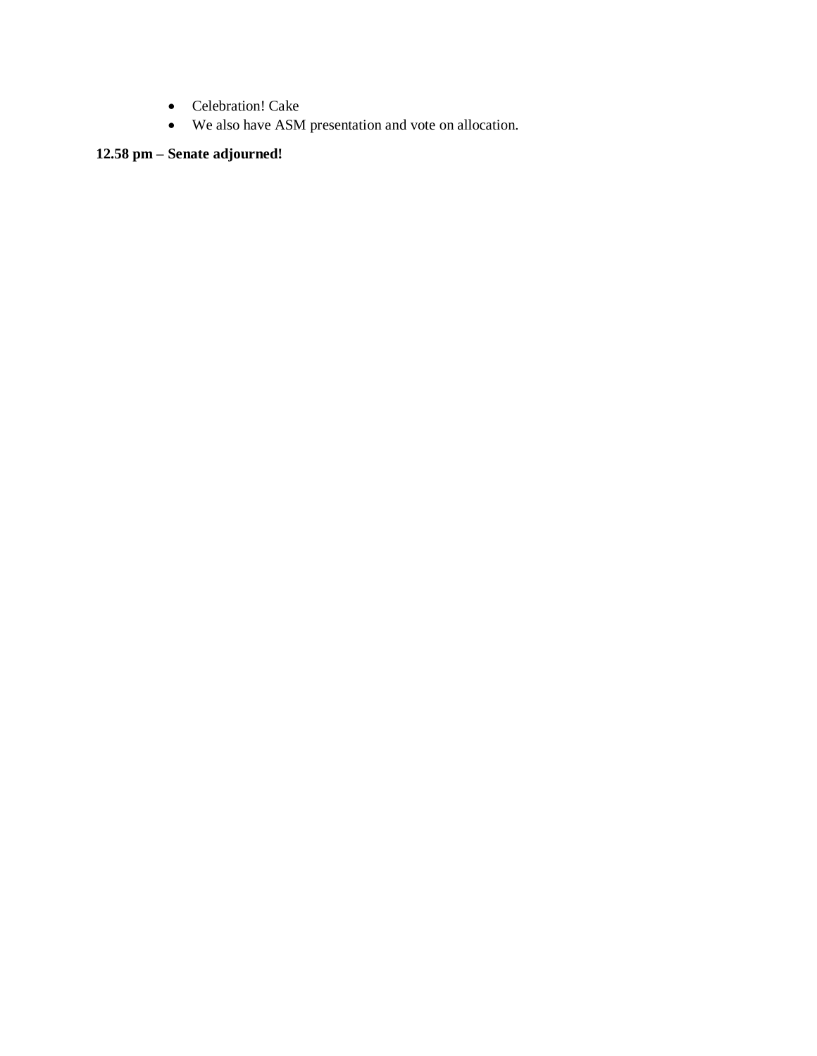- Celebration! Cake
- We also have ASM presentation and vote on allocation.

**12.58 pm – Senate adjourned!**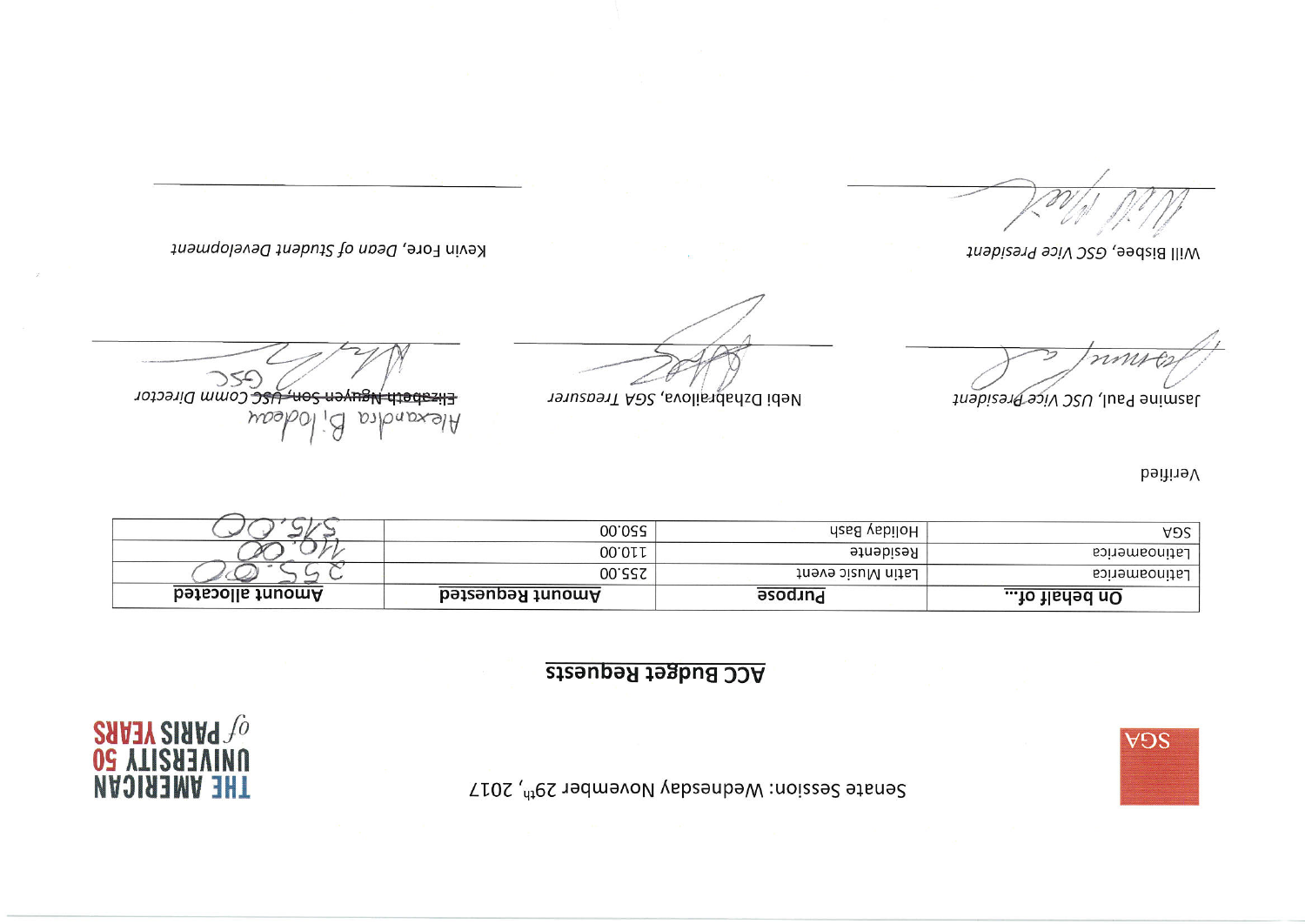Senate Session: Wednesday November 29th, 2017

## ACC Budget Requests

| On behalf of… | Purpose | Amount Requested | Amount allocated |
|---|---|---|---|
| Latinoamerica | Latin Music event | 255.00 | 255.00 |
| Latinoamerica | Residente | 110.00 | 110.00 |
| SGA | Holiday Bash | 550.00 | 575.00 |

Verified

Jasmine Paul, USC Vice President

Nebi Dzhabrailova, SGA Treasurer

~~Elizabeth Nguyen Son, USC~~ GSC Comm Director
Alexandra Bilodeau

Will Bisbee, GSC Vice President

Kevin Fore, Dean of Student Development